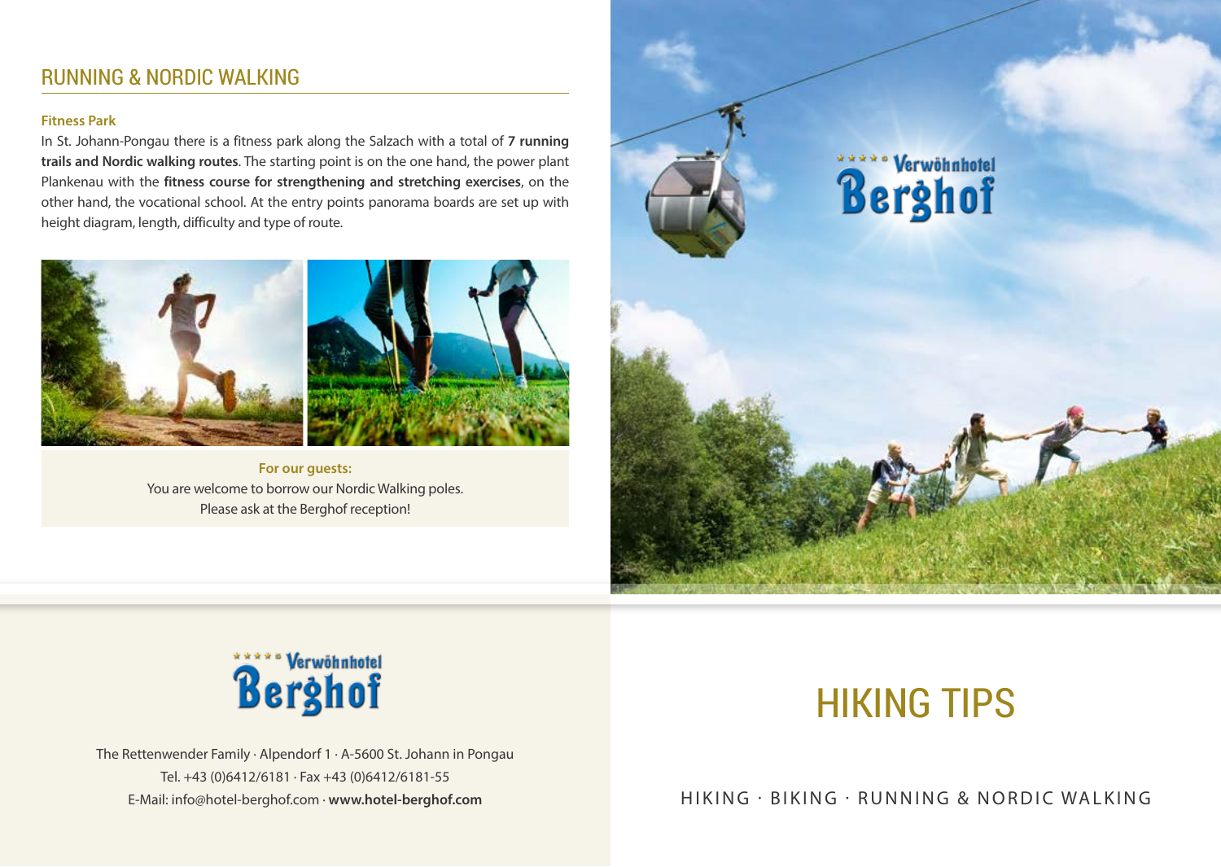## RUNNING & NORDIC WALKING

**Fitness Park**

In St. Johann-Pongau there is a fitness park along the Salzach with a total of **7 running trails and Nordic walking routes**. The starting point is on the one hand, the power plant Plankenau with the **fitness course for strengthening and stretching exercises**, on the other hand, the vocational school. At the entry points panorama boards are set up with height diagram, length, difficulty and type of route.

**For our guests:**
You are welcome to borrow our Nordic Walking poles.
Please ask at the Berghof reception!

Verwöhnhotel Berghof

The Rettenwender Family · Alpendorf 1 · A-5600 St. Johann in Pongau
Tel. +43 (0)6412/6181 · Fax +43 (0)6412/6181-55
E-Mail: info@hotel-berghof.com · **www.hotel-berghof.com**

Verwöhnhotel Berghof

# HIKING TIPS

HIKING · BIKING · RUNNING & NORDIC WALKING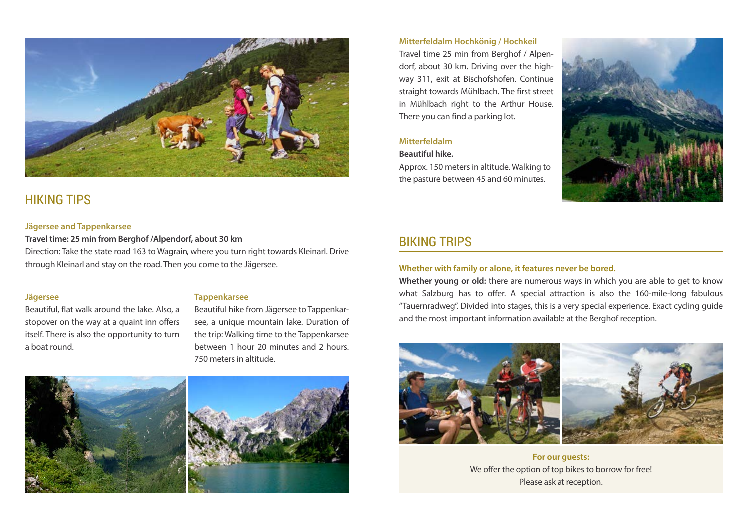## HIKING TIPS

### Jägersee and Tappenkarsee

**Travel time: 25 min from Berghof /Alpendorf, about 30 km**

Direction: Take the state road 163 to Wagrain, where you turn right towards Kleinarl. Drive through Kleinarl and stay on the road. Then you come to the Jägersee.

#### Jägersee

Beautiful, flat walk around the lake. Also, a stopover on the way at a quaint inn offers itself. There is also the opportunity to turn a boat round.

#### Tappenkarsee

Beautiful hike from Jägersee to Tappenkarsee, a unique mountain lake. Duration of the trip: Walking time to the Tappenkarsee between 1 hour 20 minutes and 2 hours. 750 meters in altitude.

### Mitterfeldalm Hochkönig / Hochkeil

Travel time 25 min from Berghof / Alpendorf, about 30 km. Driving over the highway 311, exit at Bischofshofen. Continue straight towards Mühlbach. The first street in Mühlbach right to the Arthur House. There you can find a parking lot.

#### Mitterfeldalm

**Beautiful hike.**

Approx. 150 meters in altitude. Walking to the pasture between 45 and 60 minutes.

## BIKING TRIPS

### Whether with family or alone, it features never be bored.

**Whether young or old:** there are numerous ways in which you are able to get to know what Salzburg has to offer. A special attraction is also the 160-mile-long fabulous "Tauernradweg". Divided into stages, this is a very special experience. Exact cycling guide and the most important information available at the Berghof reception.

**For our guests:**
We offer the option of top bikes to borrow for free!
Please ask at reception.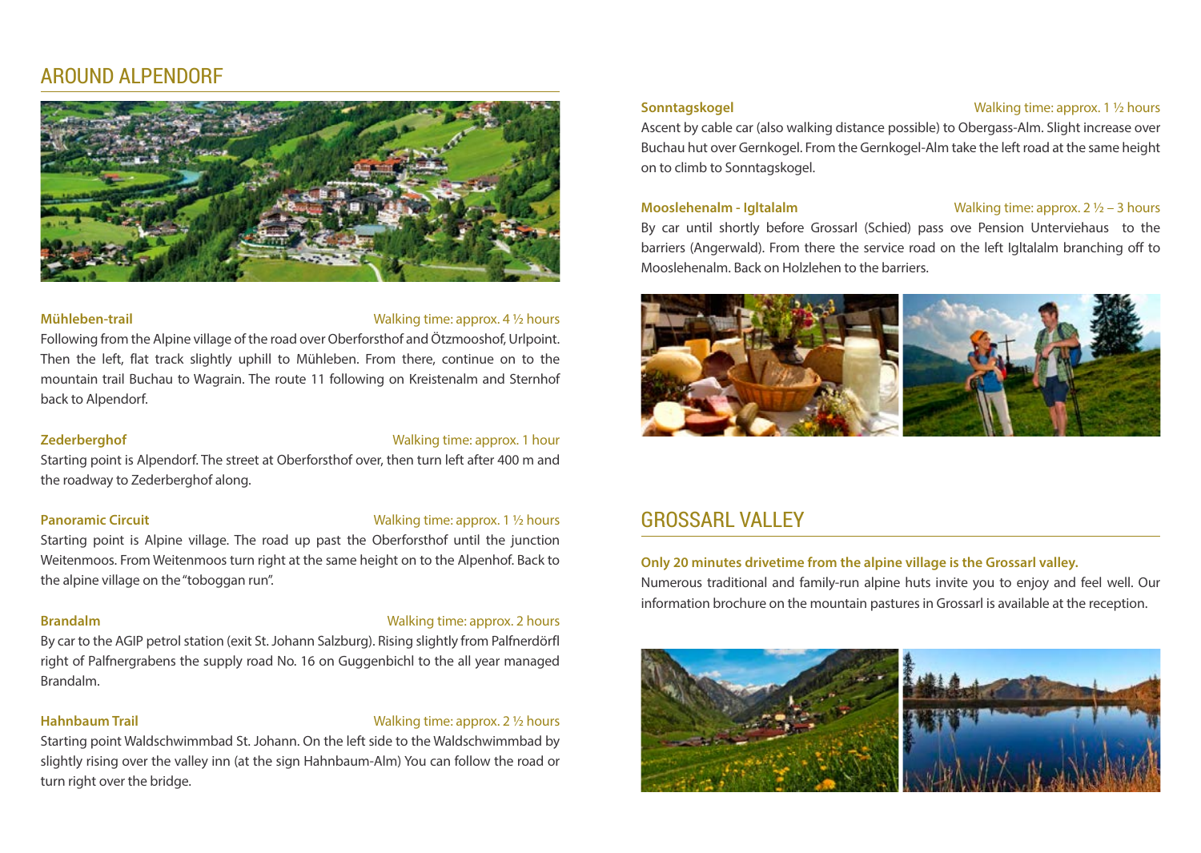## AROUND ALPENDORF

**Mühleben-trail** Walking time: approx. 4 ½ hours

Following from the Alpine village of the road over Oberforsthof and Ötzmooshof, Urlpoint. Then the left, flat track slightly uphill to Mühleben. From there, continue on to the mountain trail Buchau to Wagrain. The route 11 following on Kreistenalm and Sternhof back to Alpendorf.

**Zederberghof** Walking time: approx. 1 hour

Starting point is Alpendorf. The street at Oberforsthof over, then turn left after 400 m and the roadway to Zederberghof along.

**Panoramic Circuit** Walking time: approx. 1 ½ hours

Starting point is Alpine village. The road up past the Oberforsthof until the junction Weitenmoos. From Weitenmoos turn right at the same height on to the Alpenhof. Back to the alpine village on the "toboggan run".

**Brandalm** Walking time: approx. 2 hours

By car to the AGIP petrol station (exit St. Johann Salzburg). Rising slightly from Palfnerdörfl right of Palfnergrabens the supply road No. 16 on Guggenbichl to the all year managed Brandalm.

**Hahnbaum Trail** Walking time: approx. 2 ½ hours

Starting point Waldschwimmbad St. Johann. On the left side to the Waldschwimmbad by slightly rising over the valley inn (at the sign Hahnbaum-Alm) You can follow the road or turn right over the bridge.

**Sonntagskogel** Walking time: approx. 1 ½ hours

Ascent by cable car (also walking distance possible) to Obergass-Alm. Slight increase over Buchau hut over Gernkogel. From the Gernkogel-Alm take the left road at the same height on to climb to Sonntagskogel.

**Mooslehenalm - Igltalalm** Walking time: approx. 2 ½ – 3 hours

By car until shortly before Grossarl (Schied) pass ove Pension Unterviehaus to the barriers (Angerwald). From there the service road on the left Igltalalm branching off to Mooslehenalm. Back on Holzlehen to the barriers.

## GROSSARL VALLEY

**Only 20 minutes drivetime from the alpine village is the Grossarl valley.**

Numerous traditional and family-run alpine huts invite you to enjoy and feel well. Our information brochure on the mountain pastures in Grossarl is available at the reception.